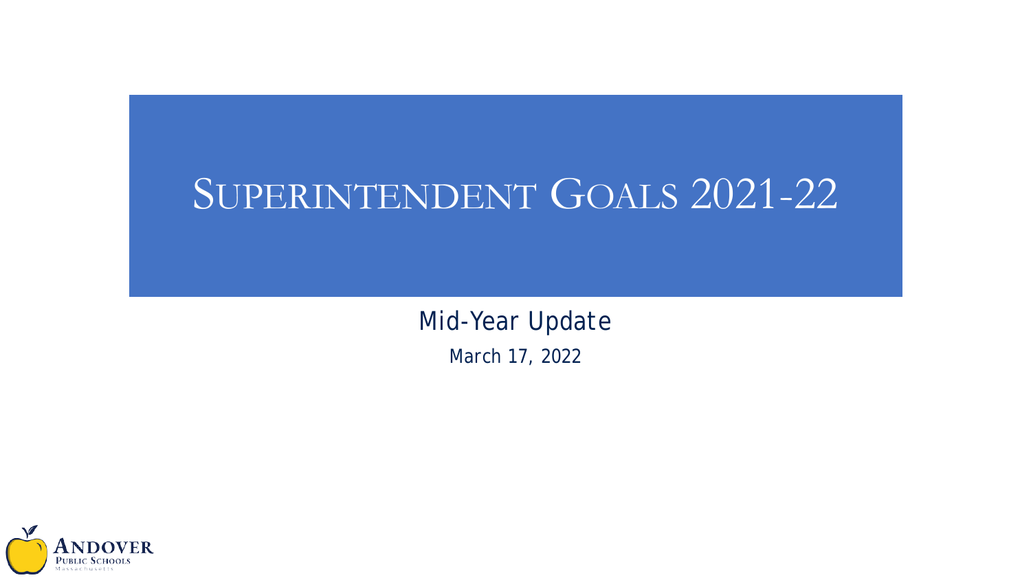# Superintendent Goals 2021-22

Mid-Year Update

March 17, 2022

Andover Public Schools

Massachusetts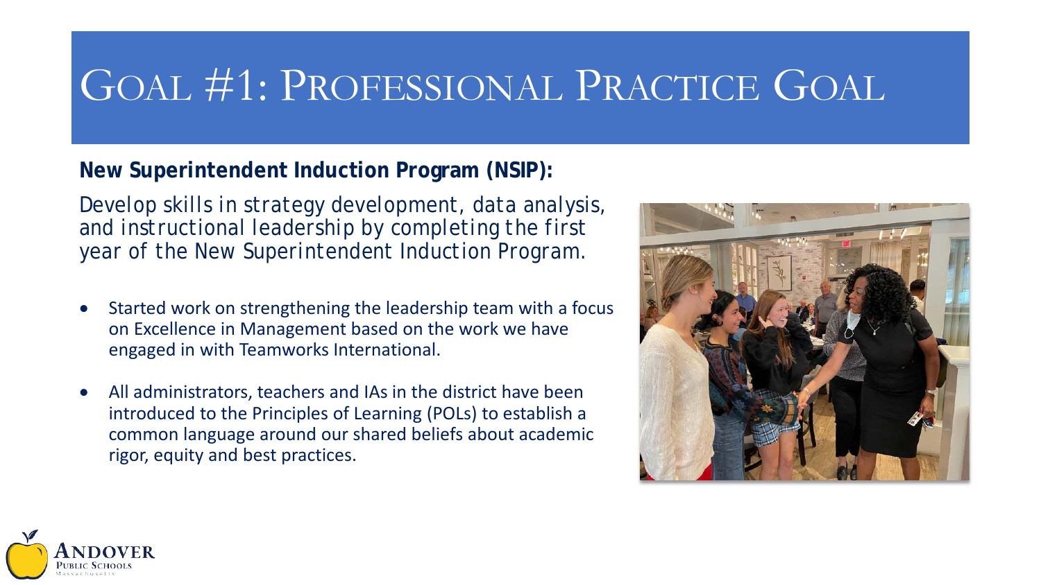# Goal #1: Professional Practice Goal

**New Superintendent Induction Program (NSIP):**

Develop skills in strategy development, data analysis, and instructional leadership by completing the first year of the New Superintendent Induction Program.

- Started work on strengthening the leadership team with a focus on Excellence in Management based on the work we have engaged in with Teamworks International.
- All administrators, teachers and IAs in the district have been introduced to the Principles of Learning (POLs) to establish a common language around our shared beliefs about academic rigor, equity and best practices.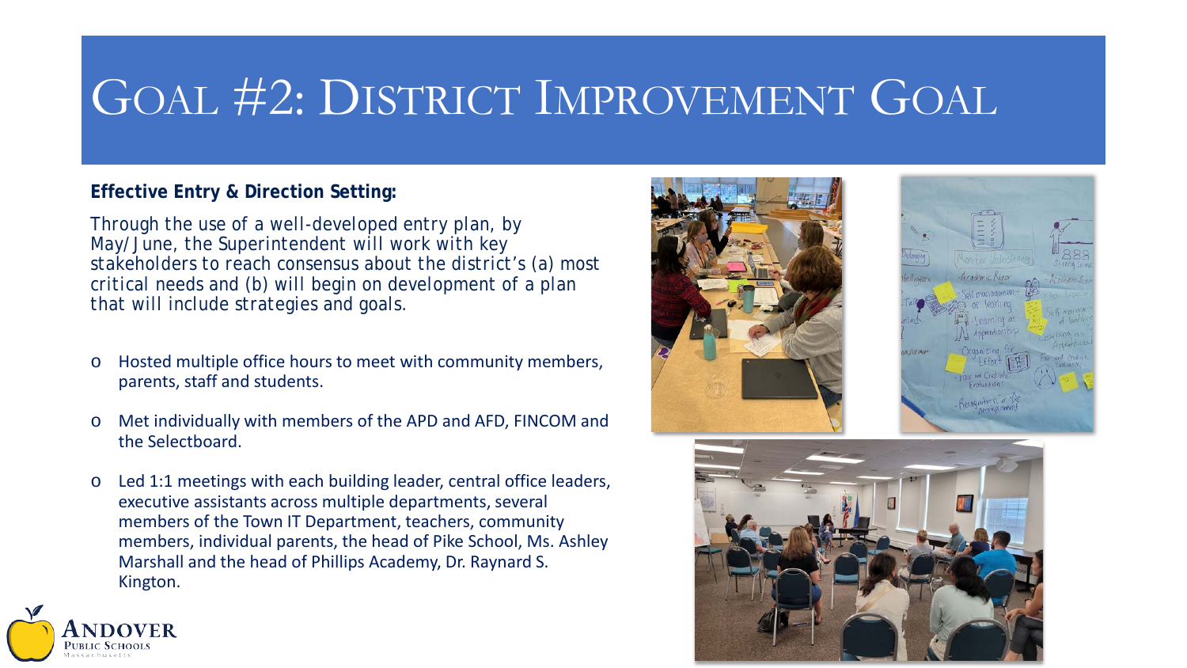# Goal #2: District Improvement Goal

**Effective Entry & Direction Setting:**

Through the use of a well-developed entry plan, by May/June, the Superintendent will work with key stakeholders to reach consensus about the district's (a) most critical needs and (b) will begin on development of a plan that will include strategies and goals.

- Hosted multiple office hours to meet with community members, parents, staff and students.
- Met individually with members of the APD and AFD, FINCOM and the Selectboard.
- Led 1:1 meetings with each building leader, central office leaders, executive assistants across multiple departments, several members of the Town IT Department, teachers, community members, individual parents, the head of Pike School, Ms. Ashley Marshall and the head of Phillips Academy, Dr. Raynard S. Kington.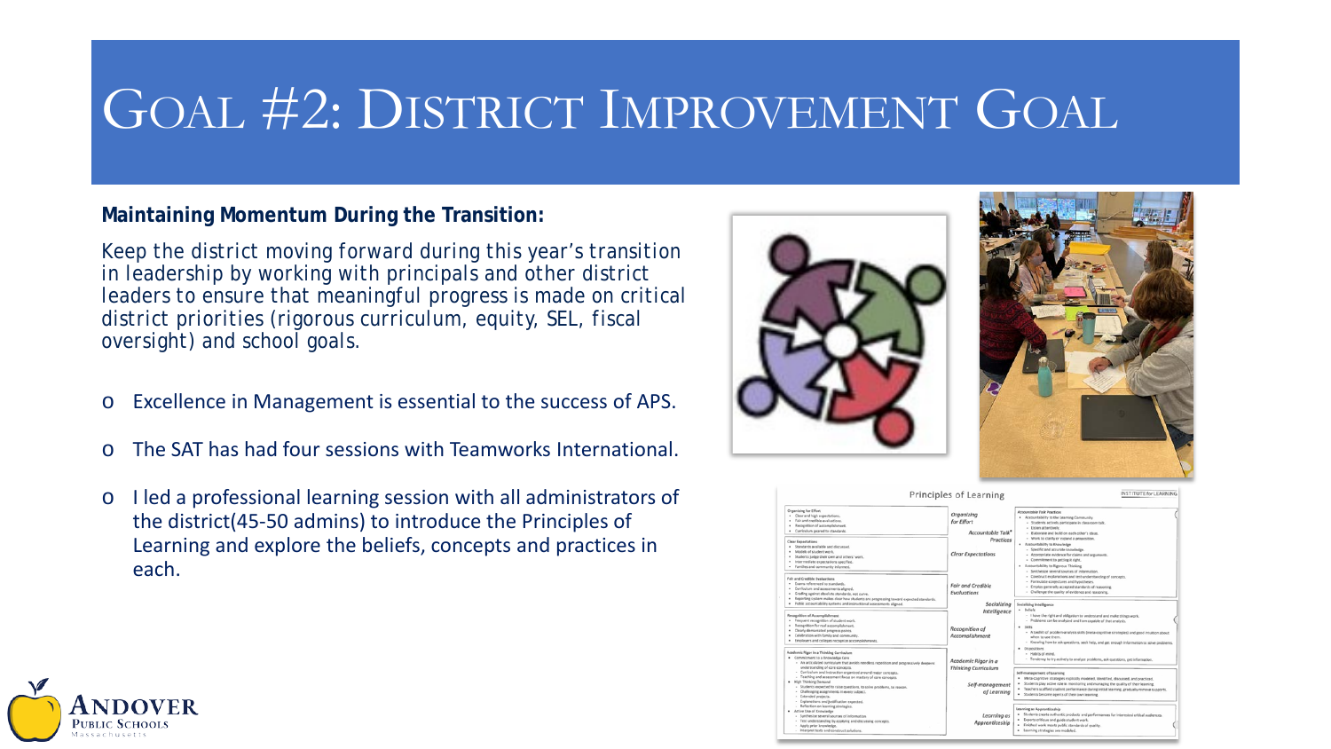# Goal #2: District Improvement Goal

**Maintaining Momentum During the Transition:**

Keep the district moving forward during this year's transition in leadership by working with principals and other district leaders to ensure that meaningful progress is made on critical district priorities (rigorous curriculum, equity, SEL, fiscal oversight) and school goals.

- Excellence in Management is essential to the success of APS.
- The SAT has had four sessions with Teamworks International.
- I led a professional learning session with all administrators of the district(45-50 admins) to introduce the Principles of Learning and explore the beliefs, concepts and practices in each.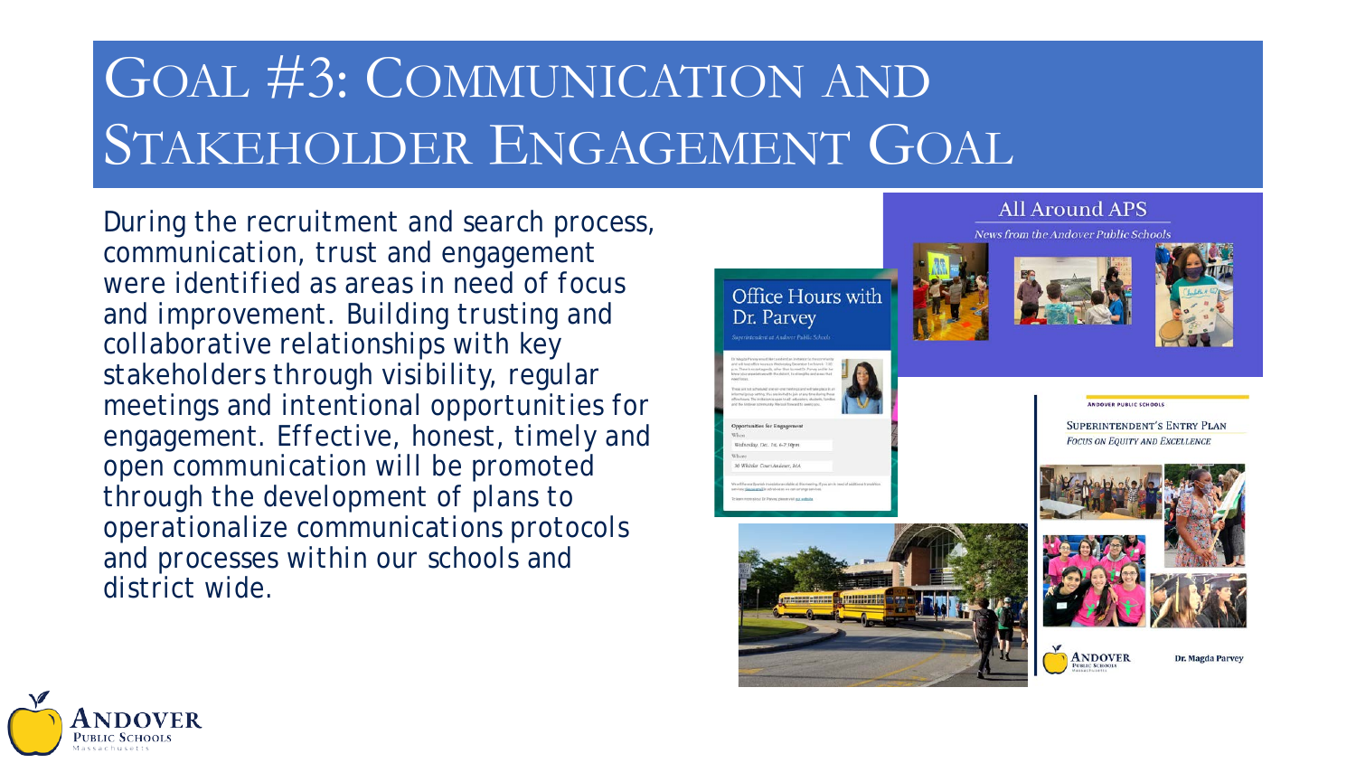# Goal #3: Communication and Stakeholder Engagement Goal

During the recruitment and search process, communication, trust and engagement were identified as areas in need of focus and improvement. Building trusting and collaborative relationships with key stakeholders through visibility, regular meetings and intentional opportunities for engagement. Effective, honest, timely and open communication will be promoted through the development of plans to operationalize communications protocols and processes within our schools and district wide.

All Around APS

News from the Andover Public Schools

Office Hours with Dr. Parvey

Superintendent at Andover Public Schools

Andover Public Schools

Superintendent's Entry Plan

*Focus on Equity and Excellence*

Andover Public Schools

Dr. Magda Parvey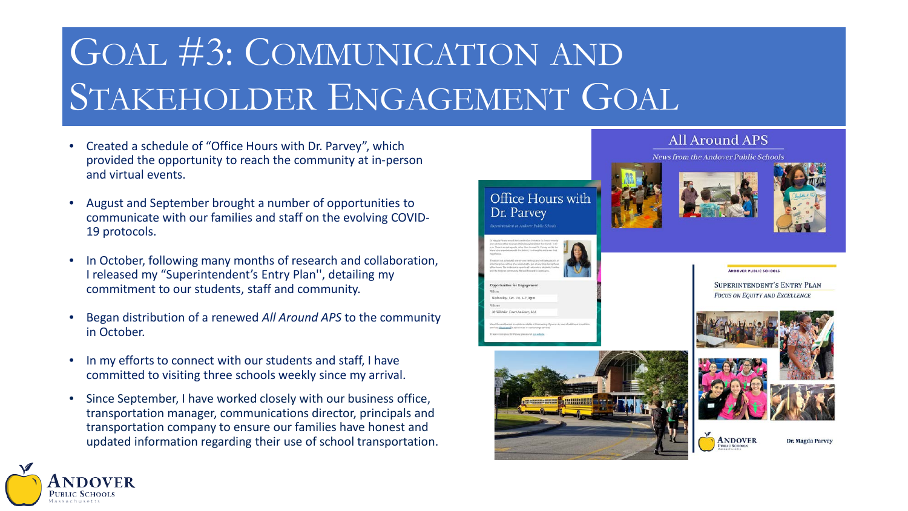# Goal #3: Communication and Stakeholder Engagement Goal

- Created a schedule of "Office Hours with Dr. Parvey", which provided the opportunity to reach the community at in-person and virtual events.
- August and September brought a number of opportunities to communicate with our families and staff on the evolving COVID-19 protocols.
- In October, following many months of research and collaboration, I released my "Superintendent's Entry Plan'', detailing my commitment to our students, staff and community.
- Began distribution of a renewed *All Around APS* to the community in October.
- In my efforts to connect with our students and staff, I have committed to visiting three schools weekly since my arrival.
- Since September, I have worked closely with our business office, transportation manager, communications director, principals and transportation company to ensure our families have honest and updated information regarding their use of school transportation.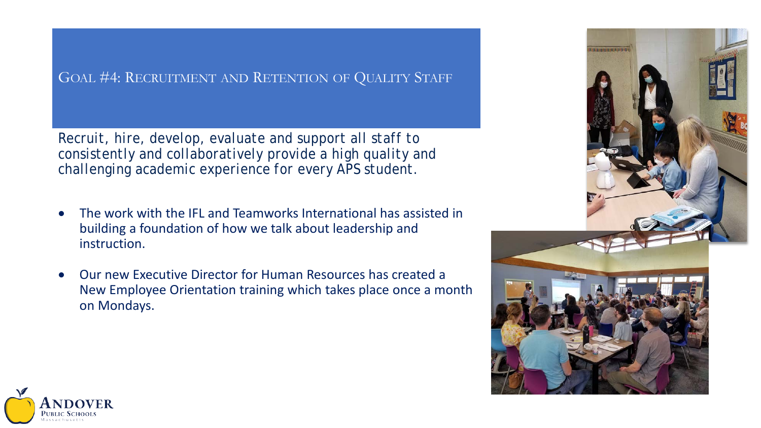## Goal #4: Recruitment and Retention of Quality Staff

Recruit, hire, develop, evaluate and support all staff to consistently and collaboratively provide a high quality and challenging academic experience for every APS student.

- The work with the IFL and Teamworks International has assisted in building a foundation of how we talk about leadership and instruction.
- Our new Executive Director for Human Resources has created a New Employee Orientation training which takes place once a month on Mondays.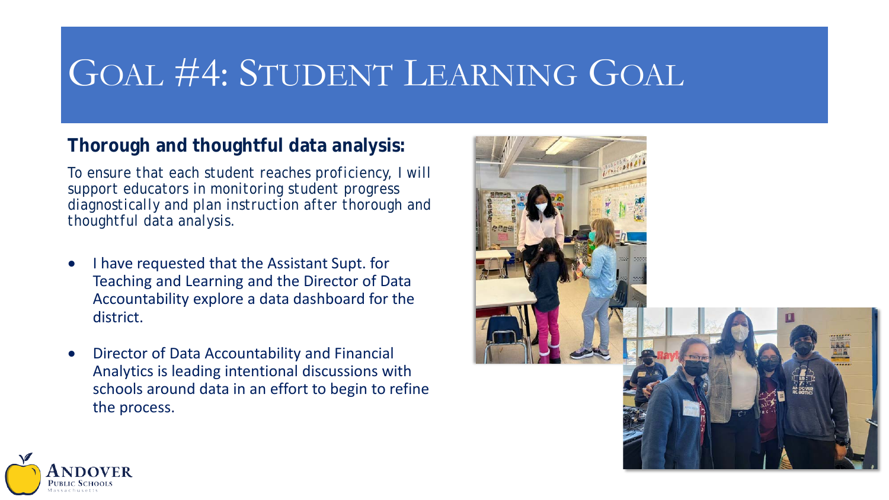# Goal #4: Student Learning Goal

## Thorough and thoughtful data analysis:

To ensure that each student reaches proficiency, I will support educators in monitoring student progress diagnostically and plan instruction after thorough and thoughtful data analysis.

- I have requested that the Assistant Supt. for Teaching and Learning and the Director of Data Accountability explore a data dashboard for the district.
- Director of Data Accountability and Financial Analytics is leading intentional discussions with schools around data in an effort to begin to refine the process.